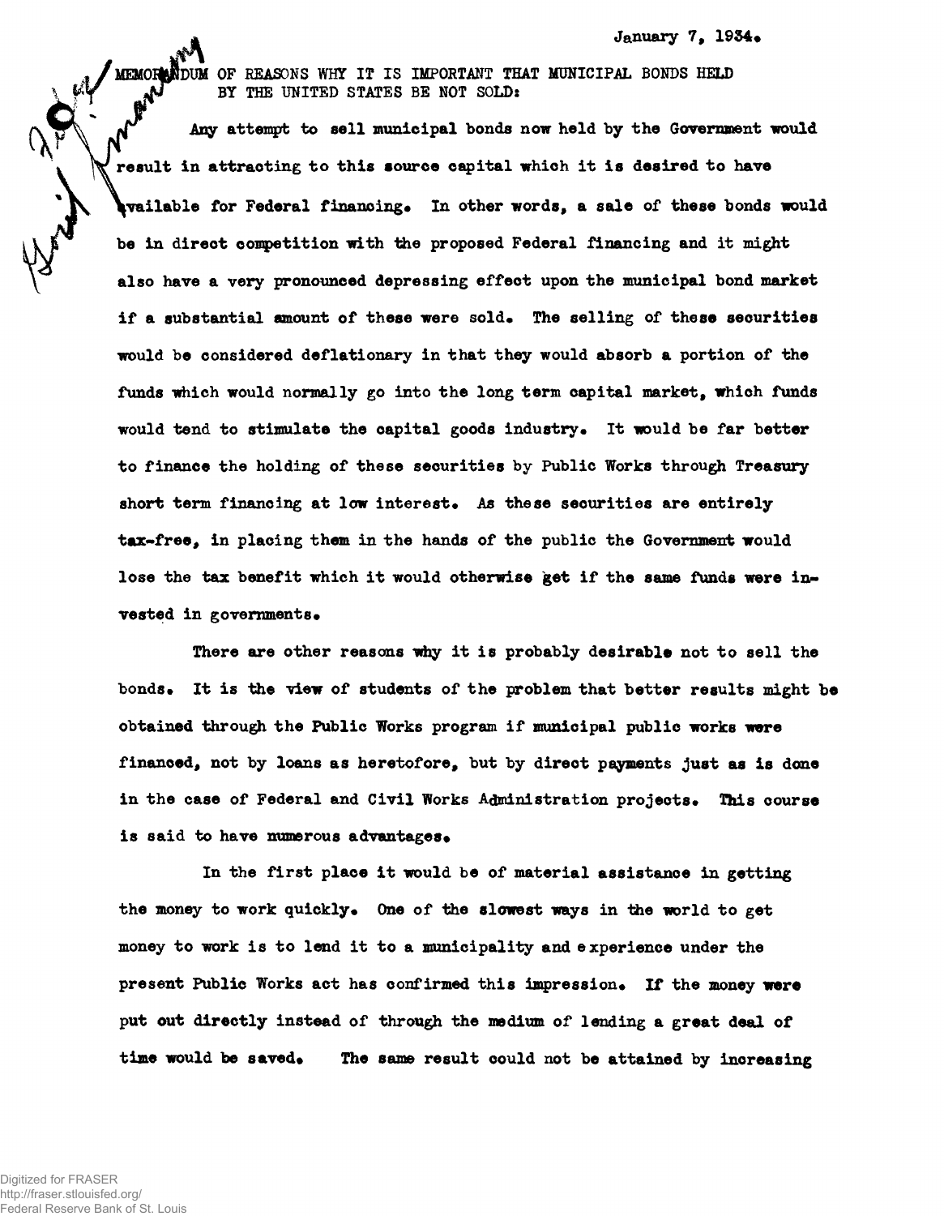January 7, 1934.

MEMORANDUM OF REASONS WHY IT IS IMPORTANT THAT MUNICIPAL BONDS HELD BY THE UNITED STATES BE NOT SOLD:

Any attempt to sell municipal bonds now held by the Government would result in attracting to this source capital which it is desired to have available for Federal financing. In other words, a sale of these bonds would be in direct competition with the proposed Federal financing and it might also have a very pronounced depressing effect upon the municipal bond market if a substantial amount of these were sold. The selling of these securities would be considered deflationary in that they would absorb a portion of the funds which would normally go into the long term capital market, which funds would tend to stimulate the capital goods industry. It would be far better to finance the holding of these securities by Public Works through Treasury short term financing at low interest. As these securities are entirely tax-free, in placing them in the hands of the public the Government would lose the tax benefit which it would otherwise get if the same funds were invested in governments.

There are other reasons why it is probably desirable not to sell the bonds. It is the view of students of the problem that better results might be obtained through the Public Works program if municipal public works were financed, not by loans as heretofore, but by direct payments just as is done in the case of Federal and Civil Works Administration projects. This course is said to have numerous advantages.

In the first place it would be of material assistance in getting the money to work quickly. One of the slowest ways in the world to get money to work is to lend it to a municipality and experience under the present Public Works act has confirmed this impression. If the money were put out directly instead of through the medium of lending a great deal of time would be saved. The same result could not be attained by increasing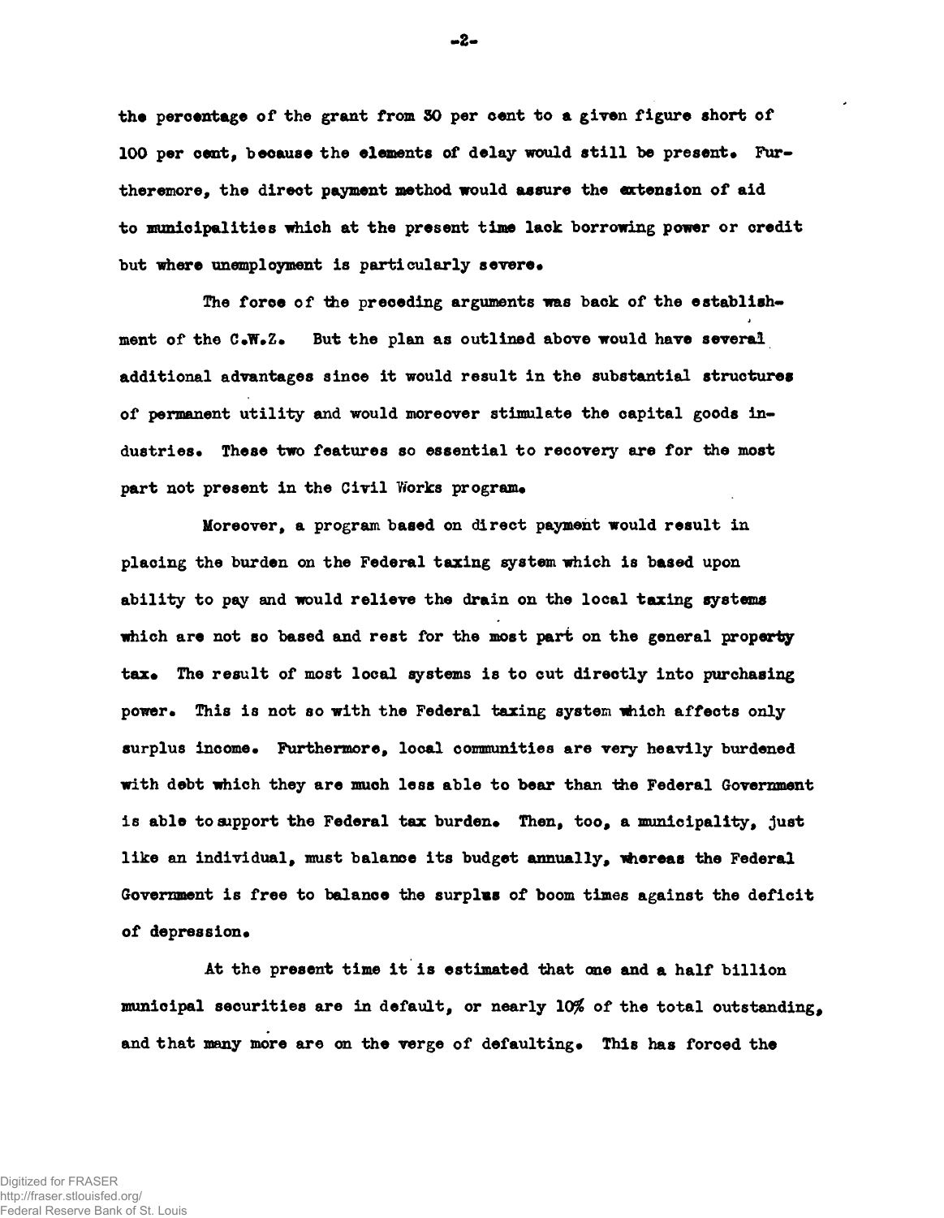the percentage of the grant from 30 per cent to a given figure short of 100 per cent, because the elements of delay would still be present. Furthermore, the direct payment method would assure the extension of aid to municipalities which at the present time lack borrowing power or credit but where unemployment is particularly severe.

The force of the preceding arguments was back of the establishment of the C.W.Z. But the plan as outlined above would have several additional advantages since it would result in the substantial structures of permanent utility and would moreover stimulate the capital goods industries. These two features so essential to recovery are for the most part not present in the Civil Works program.

Moreover, a program based on direct payment would result in placing the burden on the Federal taxing system which is based upon ability to pay and would relieve the drain on the local taxing systems which are not so based and rest for the most part on the general property tax. The result of most local systems is to cut directly into purchasing power. This is not so with the Federal taxing system which affects only surplus income. Furthermore, local communities are very heavily burdened with debt which they are much less able to bear than the Federal Government is able to support the Federal tax burden. Then, too, a municipality, just like an individual, must balance its budget annually, whereas the Federal Government is free to balance the surplus of boom times against the deficit of depression.

At the present time it is estimated that one and a half billion municipal securities are in default, or nearly 10% of the total outstanding, and that many more are on the verge of defaulting. This has forced the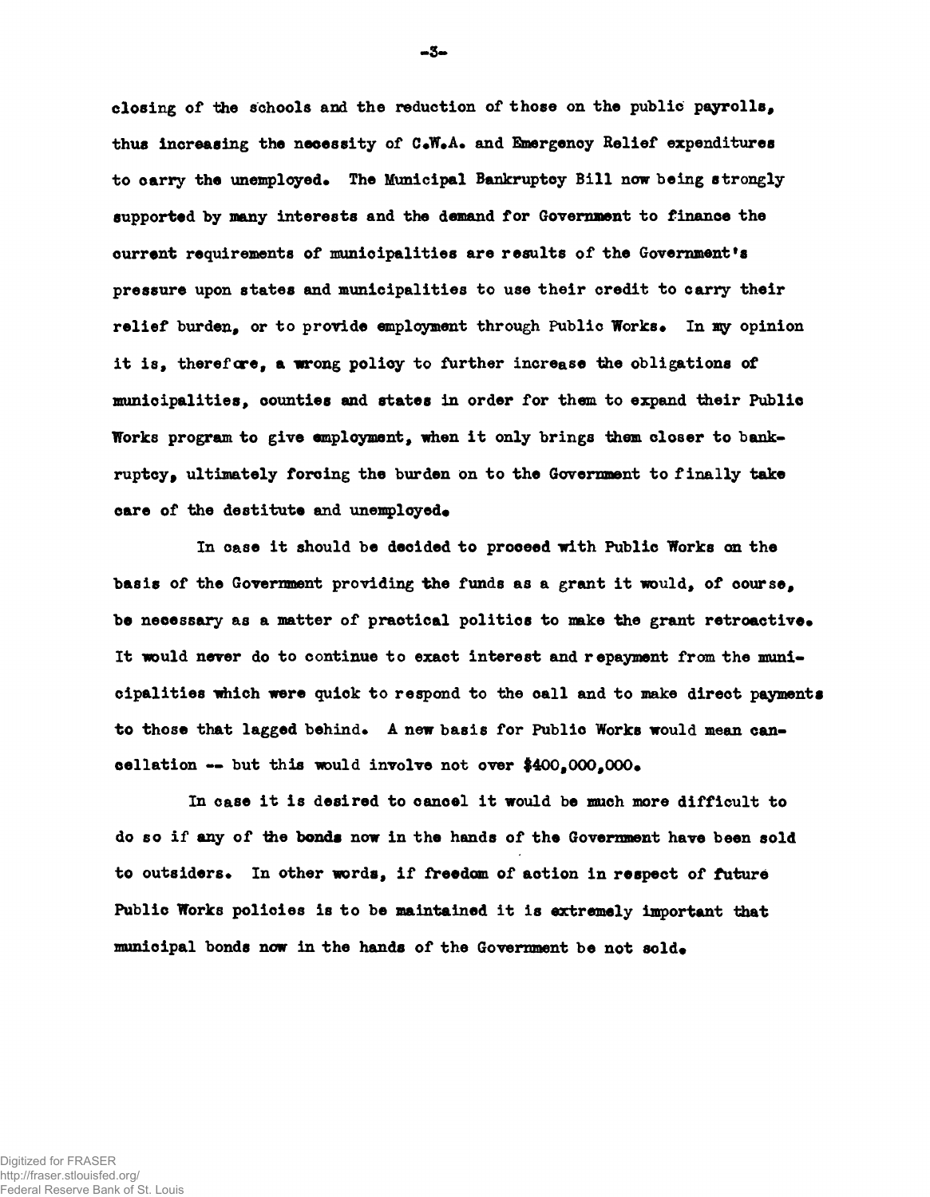closing of the schools and the reduction of those on the public payrolls, thus increasing the necessity of C.W.A. and Emergency Relief expenditures to carry the unemployed. The Municipal Bankruptcy Bill now being strongly supported by many interests and the demand for Government to finance the current requirements of municipalities are results of the Government's pressure upon states and municipalities to use their credit to carry their relief burden, or to provide employment through Public Works. In my opinion it is, therefore, a wrong policy to further increase the obligations of municipalities, counties and states in order for them to expand their Public Works program to give employment, when it only brings them closer to bankruptcy, ultimately forcing the burden on to the Government to finally take care of the destitute and unemployed.

In case it should be decided to proceed with Public Works on the basis of the Government providing the funds as a grant it would, of course, be necessary as a matter of practical politics to make the grant retroactive. It would never do to continue to exact interest and repayment from the municipalities which were quick to respond to the call and to make direct payments to those that lagged behind. A new basis for Public Works would mean cancellation -- but this would involve not over $400,000,000.

In case it is desired to cancel it would be much more difficult to do so if any of the bonds now in the hands of the Government have been sold to outsiders. In other words, if freedom of action in respect of future Public Works policies is to be maintained it is extremely important that municipal bonds now in the hands of the Government be not sold.